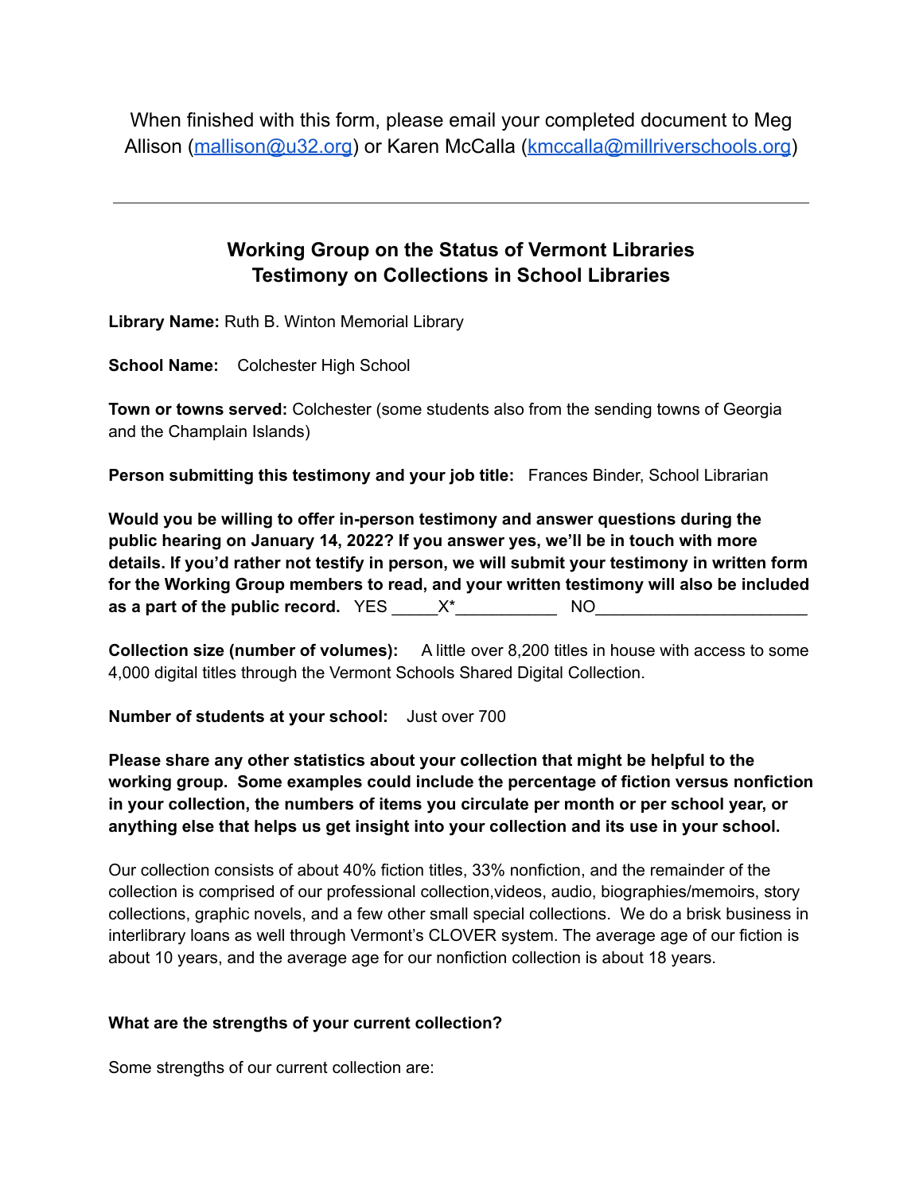When finished with this form, please email your completed document to Meg Allison (mallison@u32.org) or Karen McCalla (kmccalla@millriverschools.org)

---

## Working Group on the Status of Vermont Libraries
## Testimony on Collections in School Libraries

**Library Name:** Ruth B. Winton Memorial Library

**School Name:** Colchester High School

**Town or towns served:** Colchester (some students also from the sending towns of Georgia and the Champlain Islands)

**Person submitting this testimony and your job title:** Frances Binder, School Librarian

**Would you be willing to offer in-person testimony and answer questions during the public hearing on January 14, 2022? If you answer yes, we'll be in touch with more details. If you'd rather not testify in person, we will submit your testimony in written form for the Working Group members to read, and your written testimony will also be included as a part of the public record.** YES _____X*___________ NO_______________________

**Collection size (number of volumes):** A little over 8,200 titles in house with access to some 4,000 digital titles through the Vermont Schools Shared Digital Collection.

**Number of students at your school:** Just over 700

**Please share any other statistics about your collection that might be helpful to the working group. Some examples could include the percentage of fiction versus nonfiction in your collection, the numbers of items you circulate per month or per school year, or anything else that helps us get insight into your collection and its use in your school.**

Our collection consists of about 40% fiction titles, 33% nonfiction, and the remainder of the collection is comprised of our professional collection,videos, audio, biographies/memoirs, story collections, graphic novels, and a few other small special collections. We do a brisk business in interlibrary loans as well through Vermont's CLOVER system. The average age of our fiction is about 10 years, and the average age for our nonfiction collection is about 18 years.

**What are the strengths of your current collection?**

Some strengths of our current collection are: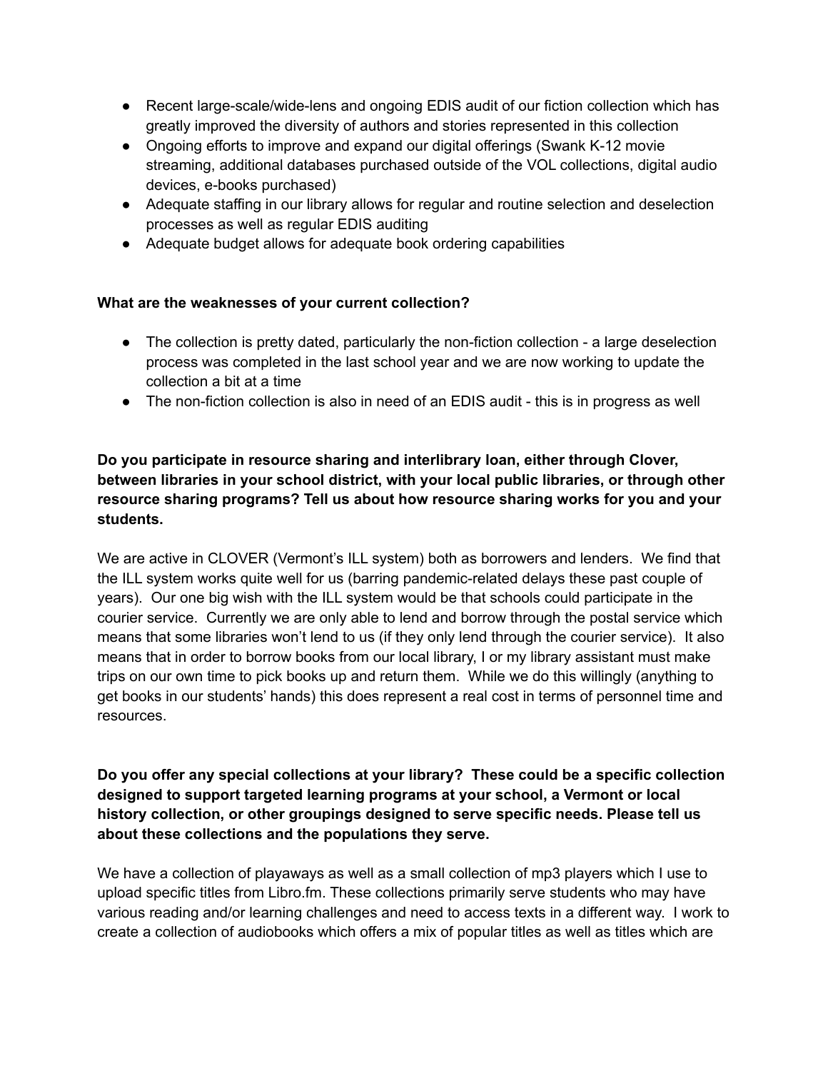- Recent large-scale/wide-lens and ongoing EDIS audit of our fiction collection which has greatly improved the diversity of authors and stories represented in this collection
- Ongoing efforts to improve and expand our digital offerings (Swank K-12 movie streaming, additional databases purchased outside of the VOL collections, digital audio devices, e-books purchased)
- Adequate staffing in our library allows for regular and routine selection and deselection processes as well as regular EDIS auditing
- Adequate budget allows for adequate book ordering capabilities

**What are the weaknesses of your current collection?**

- The collection is pretty dated, particularly the non-fiction collection - a large deselection process was completed in the last school year and we are now working to update the collection a bit at a time
- The non-fiction collection is also in need of an EDIS audit - this is in progress as well

**Do you participate in resource sharing and interlibrary loan, either through Clover, between libraries in your school district, with your local public libraries, or through other resource sharing programs? Tell us about how resource sharing works for you and your students.**

We are active in CLOVER (Vermont's ILL system) both as borrowers and lenders. We find that the ILL system works quite well for us (barring pandemic-related delays these past couple of years). Our one big wish with the ILL system would be that schools could participate in the courier service. Currently we are only able to lend and borrow through the postal service which means that some libraries won't lend to us (if they only lend through the courier service). It also means that in order to borrow books from our local library, I or my library assistant must make trips on our own time to pick books up and return them. While we do this willingly (anything to get books in our students' hands) this does represent a real cost in terms of personnel time and resources.

**Do you offer any special collections at your library? These could be a specific collection designed to support targeted learning programs at your school, a Vermont or local history collection, or other groupings designed to serve specific needs. Please tell us about these collections and the populations they serve.**

We have a collection of playaways as well as a small collection of mp3 players which I use to upload specific titles from Libro.fm. These collections primarily serve students who may have various reading and/or learning challenges and need to access texts in a different way. I work to create a collection of audiobooks which offers a mix of popular titles as well as titles which are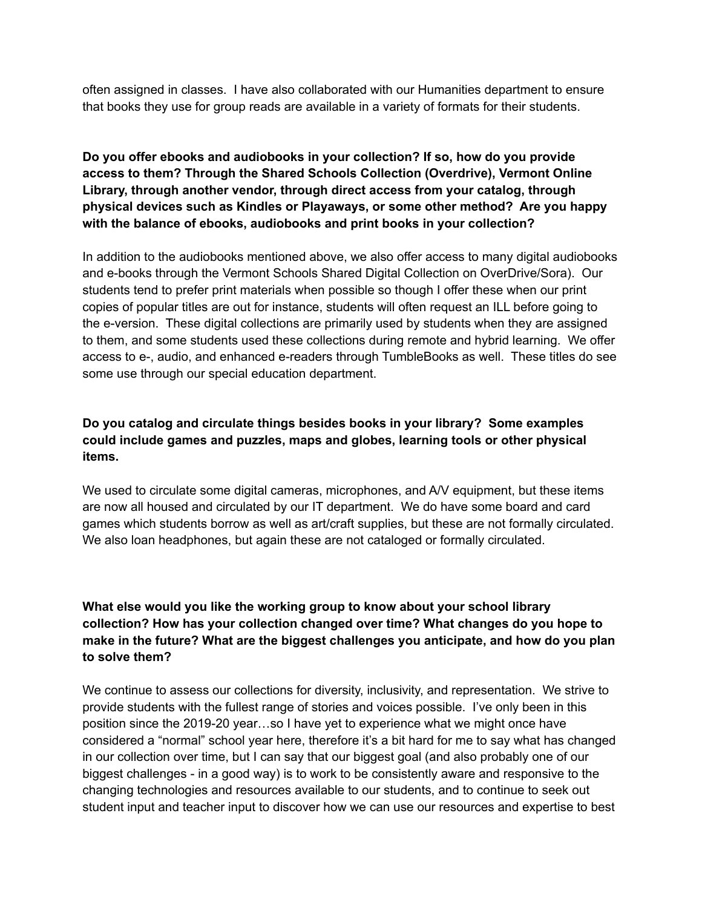often assigned in classes. I have also collaborated with our Humanities department to ensure that books they use for group reads are available in a variety of formats for their students.

**Do you offer ebooks and audiobooks in your collection? If so, how do you provide access to them? Through the Shared Schools Collection (Overdrive), Vermont Online Library, through another vendor, through direct access from your catalog, through physical devices such as Kindles or Playaways, or some other method? Are you happy with the balance of ebooks, audiobooks and print books in your collection?**

In addition to the audiobooks mentioned above, we also offer access to many digital audiobooks and e-books through the Vermont Schools Shared Digital Collection on OverDrive/Sora). Our students tend to prefer print materials when possible so though I offer these when our print copies of popular titles are out for instance, students will often request an ILL before going to the e-version. These digital collections are primarily used by students when they are assigned to them, and some students used these collections during remote and hybrid learning. We offer access to e-, audio, and enhanced e-readers through TumbleBooks as well. These titles do see some use through our special education department.

**Do you catalog and circulate things besides books in your library? Some examples could include games and puzzles, maps and globes, learning tools or other physical items.**

We used to circulate some digital cameras, microphones, and A/V equipment, but these items are now all housed and circulated by our IT department. We do have some board and card games which students borrow as well as art/craft supplies, but these are not formally circulated. We also loan headphones, but again these are not cataloged or formally circulated.

**What else would you like the working group to know about your school library collection? How has your collection changed over time? What changes do you hope to make in the future? What are the biggest challenges you anticipate, and how do you plan to solve them?**

We continue to assess our collections for diversity, inclusivity, and representation. We strive to provide students with the fullest range of stories and voices possible. I've only been in this position since the 2019-20 year…so I have yet to experience what we might once have considered a "normal" school year here, therefore it's a bit hard for me to say what has changed in our collection over time, but I can say that our biggest goal (and also probably one of our biggest challenges - in a good way) is to work to be consistently aware and responsive to the changing technologies and resources available to our students, and to continue to seek out student input and teacher input to discover how we can use our resources and expertise to best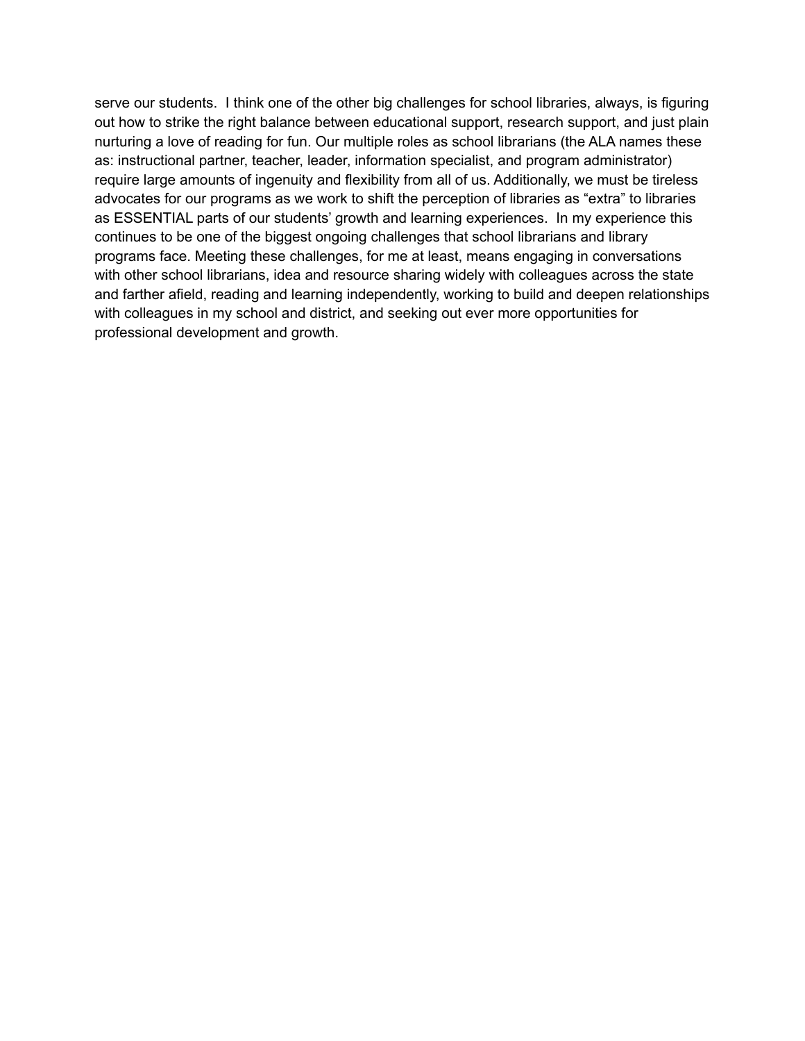serve our students. I think one of the other big challenges for school libraries, always, is figuring out how to strike the right balance between educational support, research support, and just plain nurturing a love of reading for fun. Our multiple roles as school librarians (the ALA names these as: instructional partner, teacher, leader, information specialist, and program administrator) require large amounts of ingenuity and flexibility from all of us. Additionally, we must be tireless advocates for our programs as we work to shift the perception of libraries as "extra" to libraries as ESSENTIAL parts of our students' growth and learning experiences. In my experience this continues to be one of the biggest ongoing challenges that school librarians and library programs face. Meeting these challenges, for me at least, means engaging in conversations with other school librarians, idea and resource sharing widely with colleagues across the state and farther afield, reading and learning independently, working to build and deepen relationships with colleagues in my school and district, and seeking out ever more opportunities for professional development and growth.